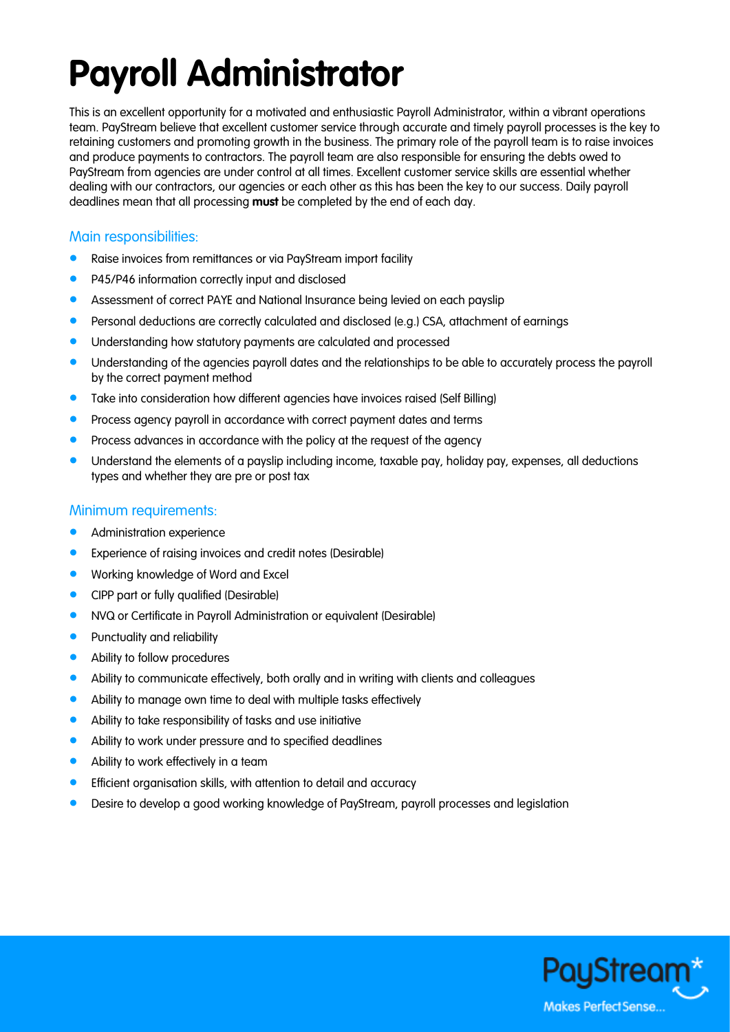# Payroll Administrator

This is an excellent opportunity for a motivated and enthusiastic Payroll Administrator, within a vibrant operations team. PayStream believe that excellent customer service through accurate and timely payroll processes is the key to retaining customers and promoting growth in the business. The primary role of the payroll team is to raise invoices and produce payments to contractors. The payroll team are also responsible for ensuring the debts owed to PayStream from agencies are under control at all times. Excellent customer service skills are essential whether dealing with our contractors, our agencies or each other as this has been the key to our success. Daily payroll deadlines mean that all processing **must** be completed by the end of each day.

## Main responsibilities:

- Raise invoices from remittances or via PayStream import facility
- P45/P46 information correctly input and disclosed
- Assessment of correct PAYE and National Insurance being levied on each payslip
- Personal deductions are correctly calculated and disclosed (e.g.) CSA, attachment of earnings
- Understanding how statutory payments are calculated and processed
- Understanding of the agencies payroll dates and the relationships to be able to accurately process the payroll by the correct payment method
- Take into consideration how different agencies have invoices raised (Self Billing)
- Process agency payroll in accordance with correct payment dates and terms
- Process advances in accordance with the policy at the request of the agency
- Understand the elements of a payslip including income, taxable pay, holiday pay, expenses, all deductions types and whether they are pre or post tax

## Minimum requirements:

- Administration experience
- Experience of raising invoices and credit notes (Desirable)
- Working knowledge of Word and Excel
- CIPP part or fully qualified (Desirable)
- NVQ or Certificate in Payroll Administration or equivalent (Desirable)
- Punctuality and reliability
- Ability to follow procedures
- Ability to communicate effectively, both orally and in writing with clients and colleagues
- Ability to manage own time to deal with multiple tasks effectively
- Ability to take responsibility of tasks and use initiative
- Ability to work under pressure and to specified deadlines
- Ability to work effectively in a team
- Efficient organisation skills, with attention to detail and accuracy
- Desire to develop a good working knowledge of PayStream, payroll processes and legislation

PayStream*

Makes Perfect Sense...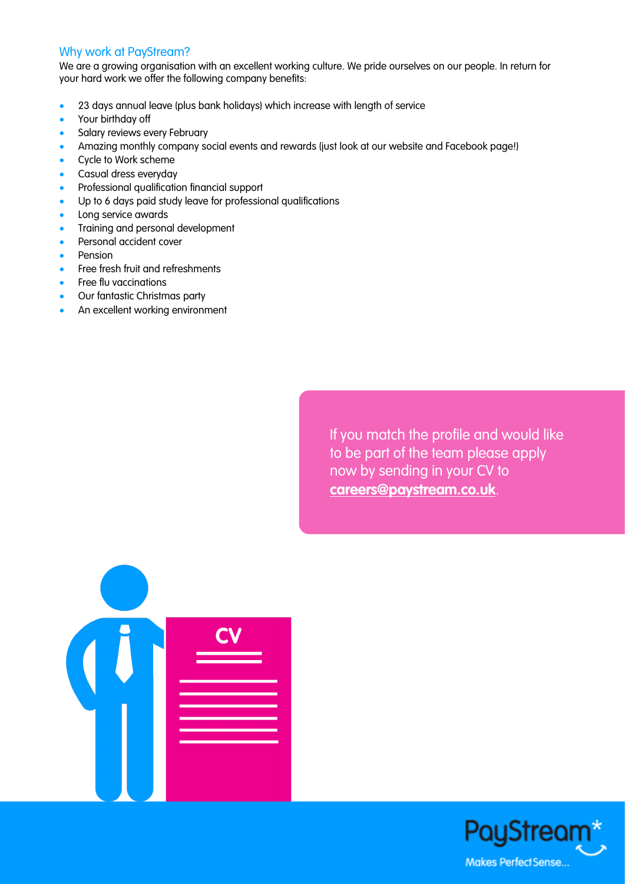## Why work at PayStream?

We are a growing organisation with an excellent working culture. We pride ourselves on our people. In return for your hard work we offer the following company benefits:

- 23 days annual leave (plus bank holidays) which increase with length of service
- Your birthday off
- Salary reviews every February
- Amazing monthly company social events and rewards (just look at our website and Facebook page!)
- Cycle to Work scheme
- Casual dress everyday
- Professional qualification financial support
- Up to 6 days paid study leave for professional qualifications
- Long service awards
- Training and personal development
- Personal accident cover
- Pension
- Free fresh fruit and refreshments
- Free flu vaccinations
- Our fantastic Christmas party
- An excellent working environment

If you match the profile and would like to be part of the team please apply now by sending in your CV to **careers@paystream.co.uk**.

CV

PayStream*

Makes Perfect Sense...